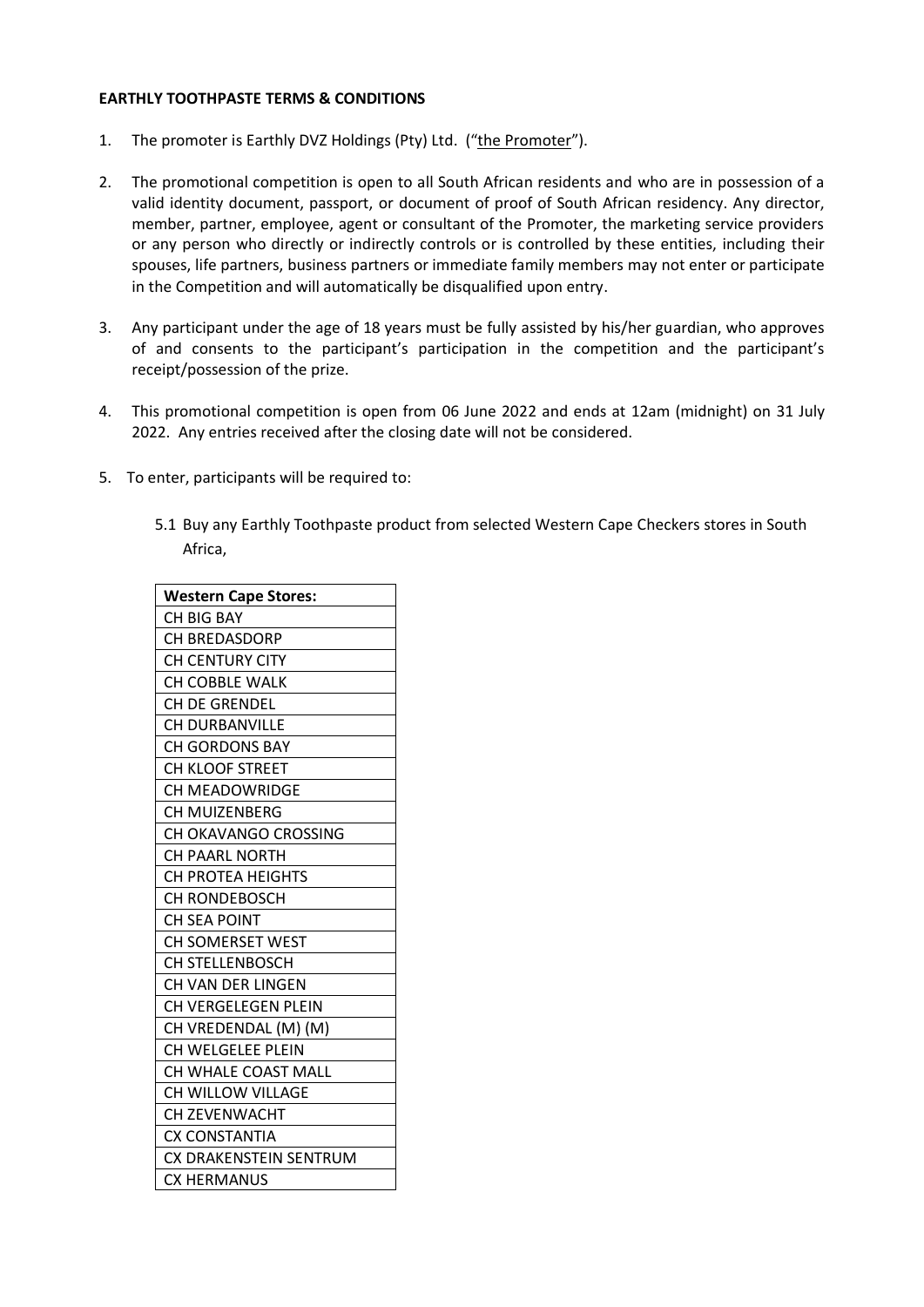**EARTHLY TOOTHPASTE TERMS & CONDITIONS**

1. The promoter is Earthly DVZ Holdings (Pty) Ltd. ("the Promoter").

2. The promotional competition is open to all South African residents and who are in possession of a valid identity document, passport, or document of proof of South African residency. Any director, member, partner, employee, agent or consultant of the Promoter, the marketing service providers or any person who directly or indirectly controls or is controlled by these entities, including their spouses, life partners, business partners or immediate family members may not enter or participate in the Competition and will automatically be disqualified upon entry.

3. Any participant under the age of 18 years must be fully assisted by his/her guardian, who approves of and consents to the participant's participation in the competition and the participant's receipt/possession of the prize.

4. This promotional competition is open from 06 June 2022 and ends at 12am (midnight) on 31 July 2022. Any entries received after the closing date will not be considered.

5. To enter, participants will be required to:

   5.1 Buy any Earthly Toothpaste product from selected Western Cape Checkers stores in South Africa,

| Western Cape Stores: |
|---|
| CH BIG BAY |
| CH BREDASDORP |
| CH CENTURY CITY |
| CH COBBLE WALK |
| CH DE GRENDEL |
| CH DURBANVILLE |
| CH GORDONS BAY |
| CH KLOOF STREET |
| CH MEADOWRIDGE |
| CH MUIZENBERG |
| CH OKAVANGO CROSSING |
| CH PAARL NORTH |
| CH PROTEA HEIGHTS |
| CH RONDEBOSCH |
| CH SEA POINT |
| CH SOMERSET WEST |
| CH STELLENBOSCH |
| CH VAN DER LINGEN |
| CH VERGELEGEN PLEIN |
| CH VREDENDAL (M) (M) |
| CH WELGELEE PLEIN |
| CH WHALE COAST MALL |
| CH WILLOW VILLAGE |
| CH ZEVENWACHT |
| CX CONSTANTIA |
| CX DRAKENSTEIN SENTRUM |
| CX HERMANUS |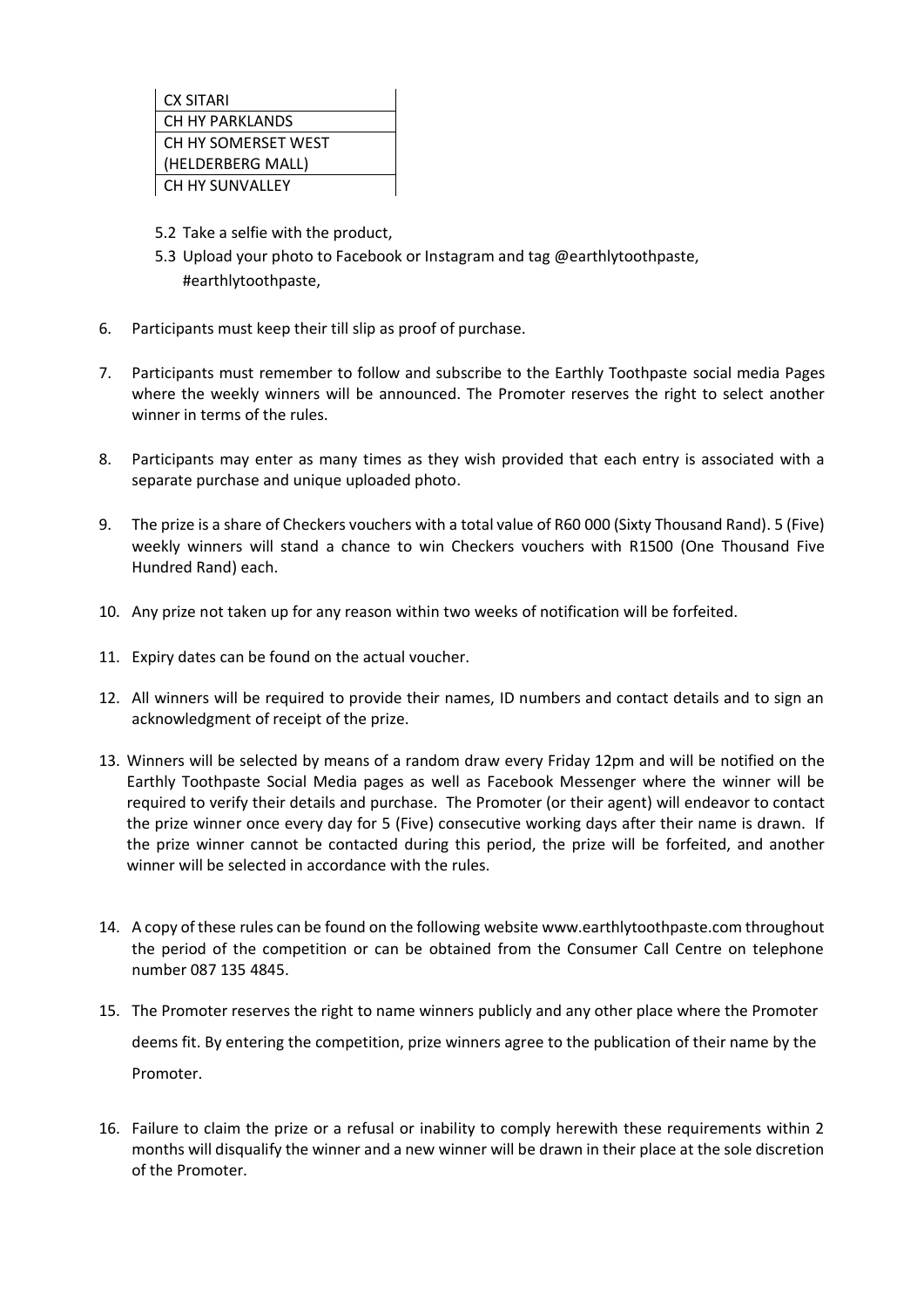| CX SITARI |
|---|
| CH HY PARKLANDS |
| CH HY SOMERSET WEST (HELDERBERG MALL) |
| CH HY SUNVALLEY |

5.2 Take a selfie with the product,

5.3 Upload your photo to Facebook or Instagram and tag @earthlytoothpaste, #earthlytoothpaste,

6. Participants must keep their till slip as proof of purchase.

7. Participants must remember to follow and subscribe to the Earthly Toothpaste social media Pages where the weekly winners will be announced. The Promoter reserves the right to select another winner in terms of the rules.

8. Participants may enter as many times as they wish provided that each entry is associated with a separate purchase and unique uploaded photo.

9. The prize is a share of Checkers vouchers with a total value of R60 000 (Sixty Thousand Rand). 5 (Five) weekly winners will stand a chance to win Checkers vouchers with R1500 (One Thousand Five Hundred Rand) each.

10. Any prize not taken up for any reason within two weeks of notification will be forfeited.

11. Expiry dates can be found on the actual voucher.

12. All winners will be required to provide their names, ID numbers and contact details and to sign an acknowledgment of receipt of the prize.

13. Winners will be selected by means of a random draw every Friday 12pm and will be notified on the Earthly Toothpaste Social Media pages as well as Facebook Messenger where the winner will be required to verify their details and purchase. The Promoter (or their agent) will endeavor to contact the prize winner once every day for 5 (Five) consecutive working days after their name is drawn. If the prize winner cannot be contacted during this period, the prize will be forfeited, and another winner will be selected in accordance with the rules.

14. A copy of these rules can be found on the following website www.earthlytoothpaste.com throughout the period of the competition or can be obtained from the Consumer Call Centre on telephone number 087 135 4845.

15. The Promoter reserves the right to name winners publicly and any other place where the Promoter deems fit. By entering the competition, prize winners agree to the publication of their name by the Promoter.

16. Failure to claim the prize or a refusal or inability to comply herewith these requirements within 2 months will disqualify the winner and a new winner will be drawn in their place at the sole discretion of the Promoter.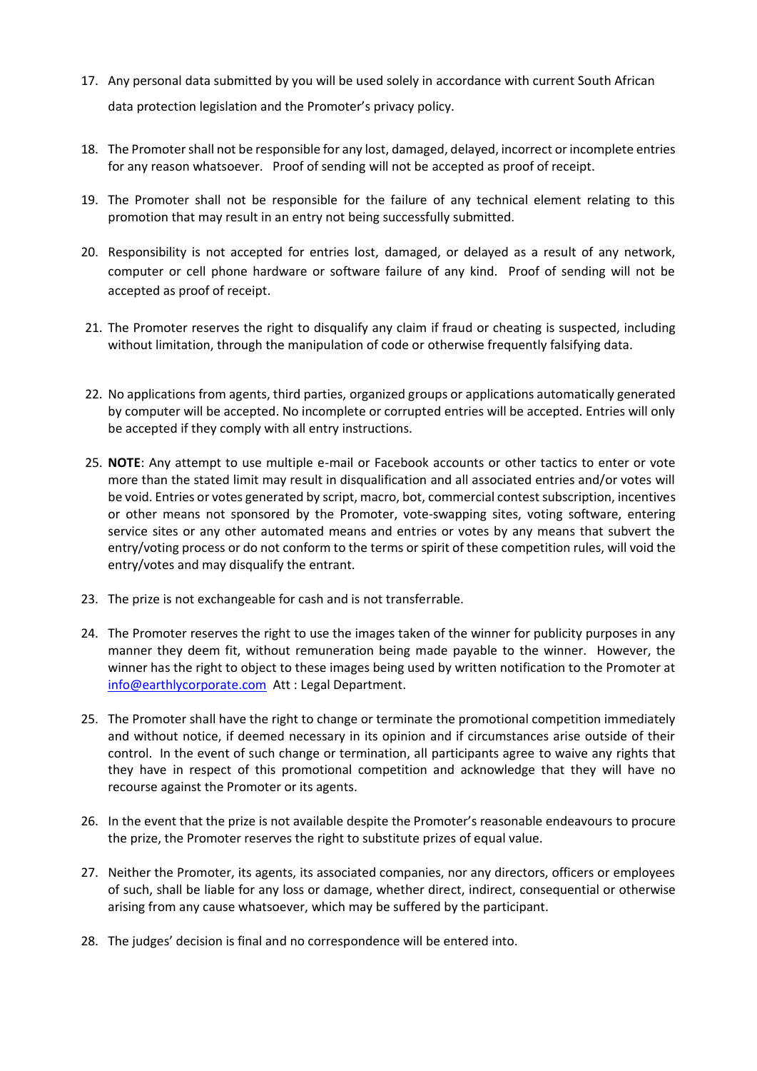17. Any personal data submitted by you will be used solely in accordance with current South African data protection legislation and the Promoter's privacy policy.

18. The Promoter shall not be responsible for any lost, damaged, delayed, incorrect or incomplete entries for any reason whatsoever. Proof of sending will not be accepted as proof of receipt.

19. The Promoter shall not be responsible for the failure of any technical element relating to this promotion that may result in an entry not being successfully submitted.

20. Responsibility is not accepted for entries lost, damaged, or delayed as a result of any network, computer or cell phone hardware or software failure of any kind. Proof of sending will not be accepted as proof of receipt.

21. The Promoter reserves the right to disqualify any claim if fraud or cheating is suspected, including without limitation, through the manipulation of code or otherwise frequently falsifying data.

22. No applications from agents, third parties, organized groups or applications automatically generated by computer will be accepted. No incomplete or corrupted entries will be accepted. Entries will only be accepted if they comply with all entry instructions.

25. **NOTE**: Any attempt to use multiple e-mail or Facebook accounts or other tactics to enter or vote more than the stated limit may result in disqualification and all associated entries and/or votes will be void. Entries or votes generated by script, macro, bot, commercial contest subscription, incentives or other means not sponsored by the Promoter, vote-swapping sites, voting software, entering service sites or any other automated means and entries or votes by any means that subvert the entry/voting process or do not conform to the terms or spirit of these competition rules, will void the entry/votes and may disqualify the entrant.

23. The prize is not exchangeable for cash and is not transferrable.

24. The Promoter reserves the right to use the images taken of the winner for publicity purposes in any manner they deem fit, without remuneration being made payable to the winner. However, the winner has the right to object to these images being used by written notification to the Promoter at info@earthlycorporate.com Att : Legal Department.

25. The Promoter shall have the right to change or terminate the promotional competition immediately and without notice, if deemed necessary in its opinion and if circumstances arise outside of their control. In the event of such change or termination, all participants agree to waive any rights that they have in respect of this promotional competition and acknowledge that they will have no recourse against the Promoter or its agents.

26. In the event that the prize is not available despite the Promoter's reasonable endeavours to procure the prize, the Promoter reserves the right to substitute prizes of equal value.

27. Neither the Promoter, its agents, its associated companies, nor any directors, officers or employees of such, shall be liable for any loss or damage, whether direct, indirect, consequential or otherwise arising from any cause whatsoever, which may be suffered by the participant.

28. The judges' decision is final and no correspondence will be entered into.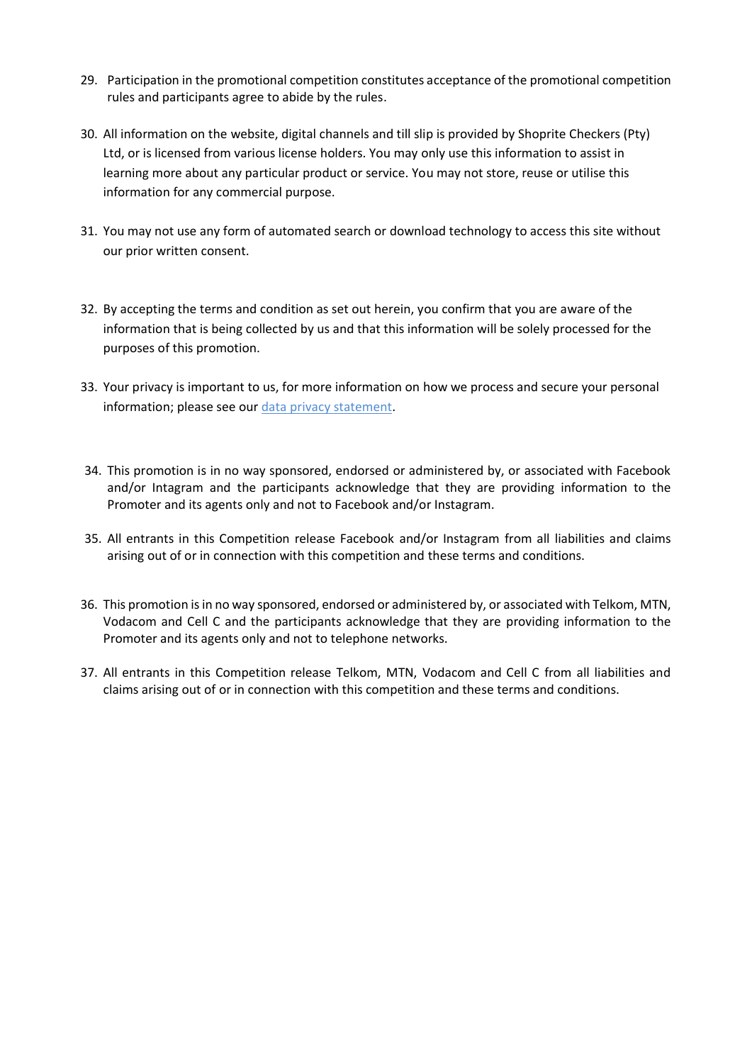29. Participation in the promotional competition constitutes acceptance of the promotional competition rules and participants agree to abide by the rules.

30. All information on the website, digital channels and till slip is provided by Shoprite Checkers (Pty) Ltd, or is licensed from various license holders. You may only use this information to assist in learning more about any particular product or service. You may not store, reuse or utilise this information for any commercial purpose.

31. You may not use any form of automated search or download technology to access this site without our prior written consent.

32. By accepting the terms and condition as set out herein, you confirm that you are aware of the information that is being collected by us and that this information will be solely processed for the purposes of this promotion.

33. Your privacy is important to us, for more information on how we process and secure your personal information; please see our [data privacy statement](data privacy statement).

34. This promotion is in no way sponsored, endorsed or administered by, or associated with Facebook and/or Intagram and the participants acknowledge that they are providing information to the Promoter and its agents only and not to Facebook and/or Instagram.

35. All entrants in this Competition release Facebook and/or Instagram from all liabilities and claims arising out of or in connection with this competition and these terms and conditions.

36. This promotion is in no way sponsored, endorsed or administered by, or associated with Telkom, MTN, Vodacom and Cell C and the participants acknowledge that they are providing information to the Promoter and its agents only and not to telephone networks.

37. All entrants in this Competition release Telkom, MTN, Vodacom and Cell C from all liabilities and claims arising out of or in connection with this competition and these terms and conditions.